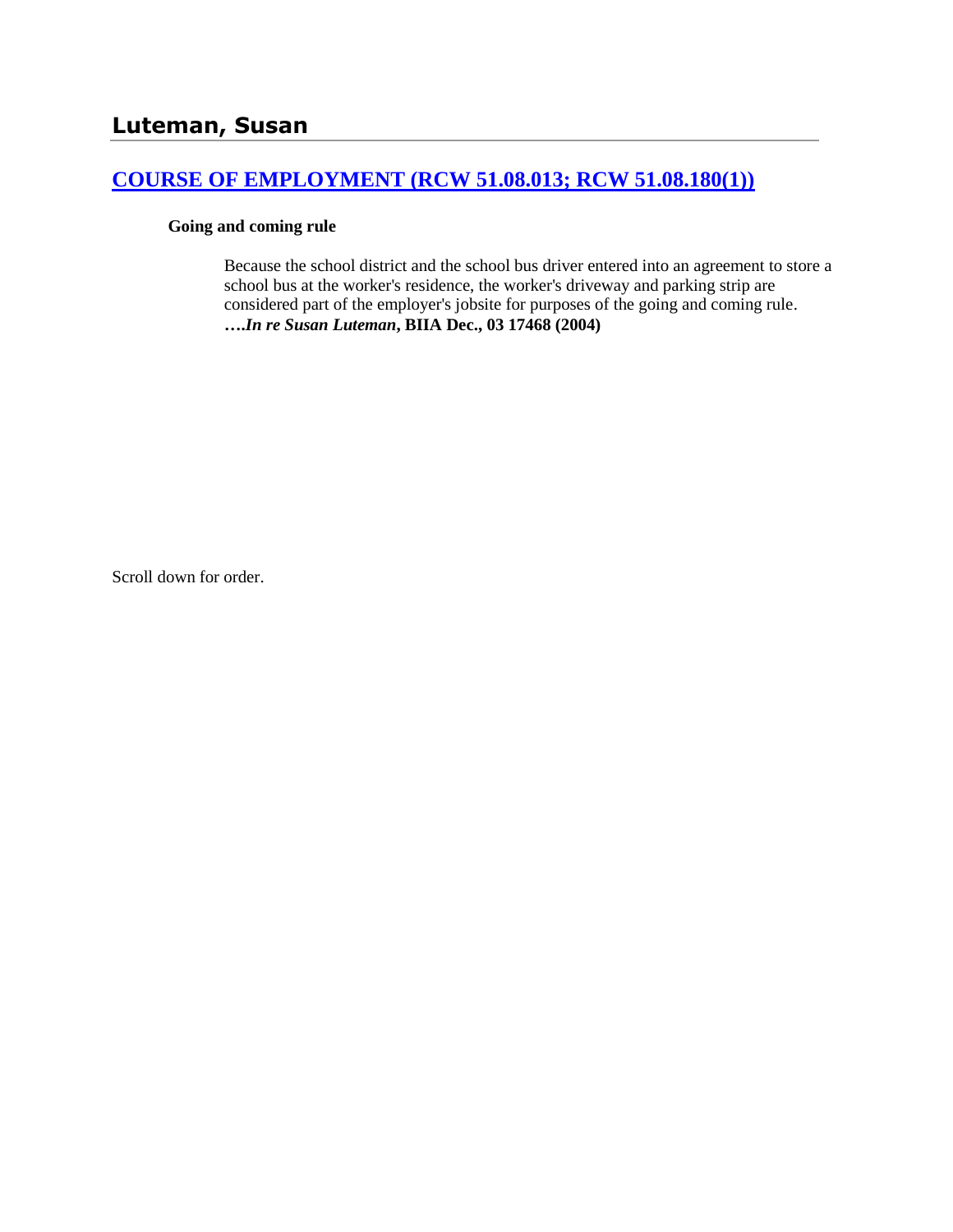## Luteman, Susan

### [COURSE OF EMPLOYMENT (RCW 51.08.013; RCW 51.08.180(1))]

**Going and coming rule**

Because the school district and the school bus driver entered into an agreement to store a school bus at the worker's residence, the worker's driveway and parking strip are considered part of the employer's jobsite for purposes of the going and coming rule. ***….In re Susan Luteman*, BIIA Dec., 03 17468 (2004)**

Scroll down for order.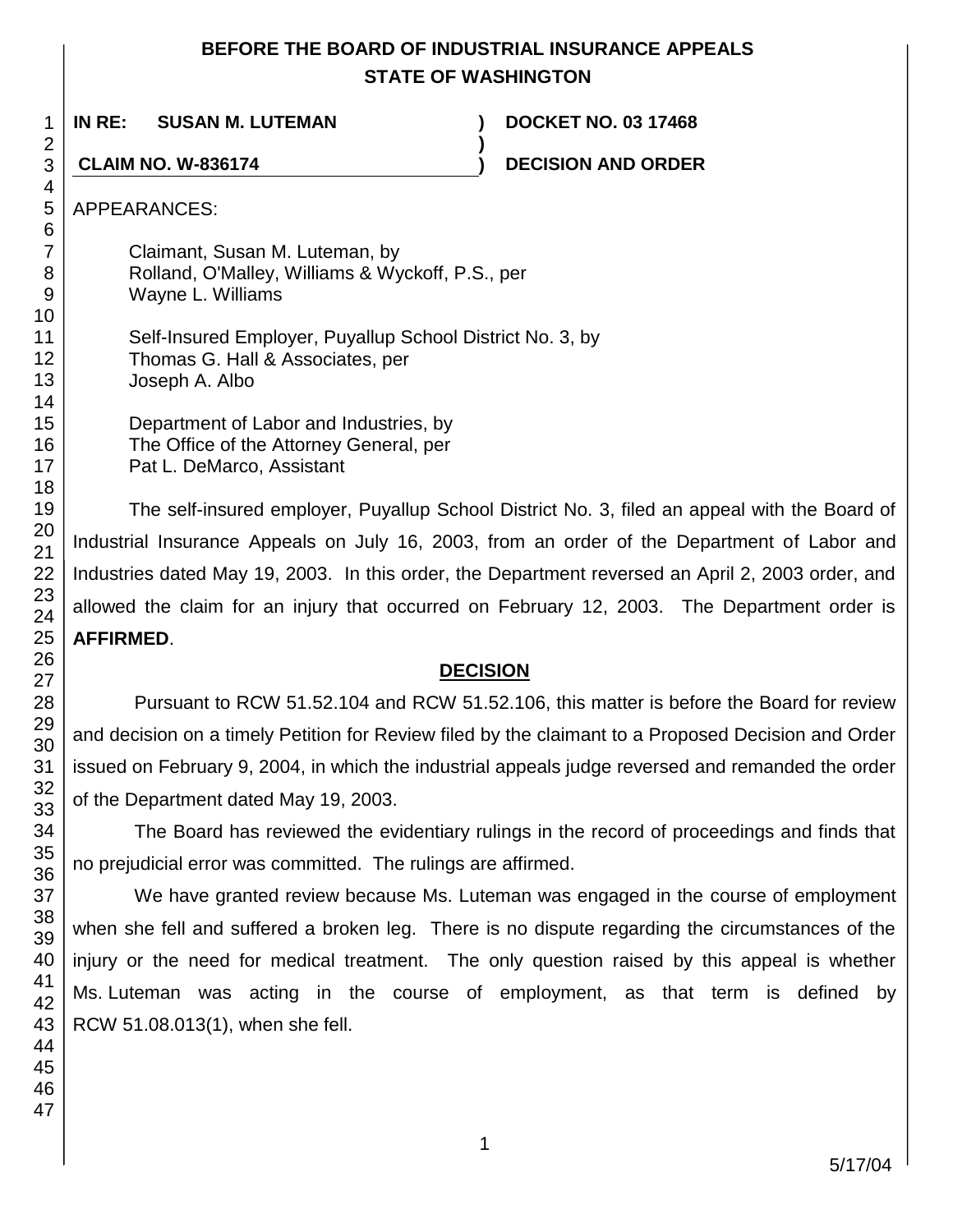# BEFORE THE BOARD OF INDUSTRIAL INSURANCE APPEALS
## STATE OF WASHINGTON

**IN RE: SUSAN M. LUTEMAN** ) **DOCKET NO. 03 17468**
)
**CLAIM NO. W-836174** ) **DECISION AND ORDER**

APPEARANCES:

Claimant, Susan M. Luteman, by
Rolland, O'Malley, Williams & Wyckoff, P.S., per
Wayne L. Williams

Self-Insured Employer, Puyallup School District No. 3, by
Thomas G. Hall & Associates, per
Joseph A. Albo

Department of Labor and Industries, by
The Office of the Attorney General, per
Pat L. DeMarco, Assistant

The self-insured employer, Puyallup School District No. 3, filed an appeal with the Board of Industrial Insurance Appeals on July 16, 2003, from an order of the Department of Labor and Industries dated May 19, 2003. In this order, the Department reversed an April 2, 2003 order, and allowed the claim for an injury that occurred on February 12, 2003. The Department order is **AFFIRMED**.

## DECISION

Pursuant to RCW 51.52.104 and RCW 51.52.106, this matter is before the Board for review and decision on a timely Petition for Review filed by the claimant to a Proposed Decision and Order issued on February 9, 2004, in which the industrial appeals judge reversed and remanded the order of the Department dated May 19, 2003.

The Board has reviewed the evidentiary rulings in the record of proceedings and finds that no prejudicial error was committed. The rulings are affirmed.

We have granted review because Ms. Luteman was engaged in the course of employment when she fell and suffered a broken leg. There is no dispute regarding the circumstances of the injury or the need for medical treatment. The only question raised by this appeal is whether Ms. Luteman was acting in the course of employment, as that term is defined by RCW 51.08.013(1), when she fell.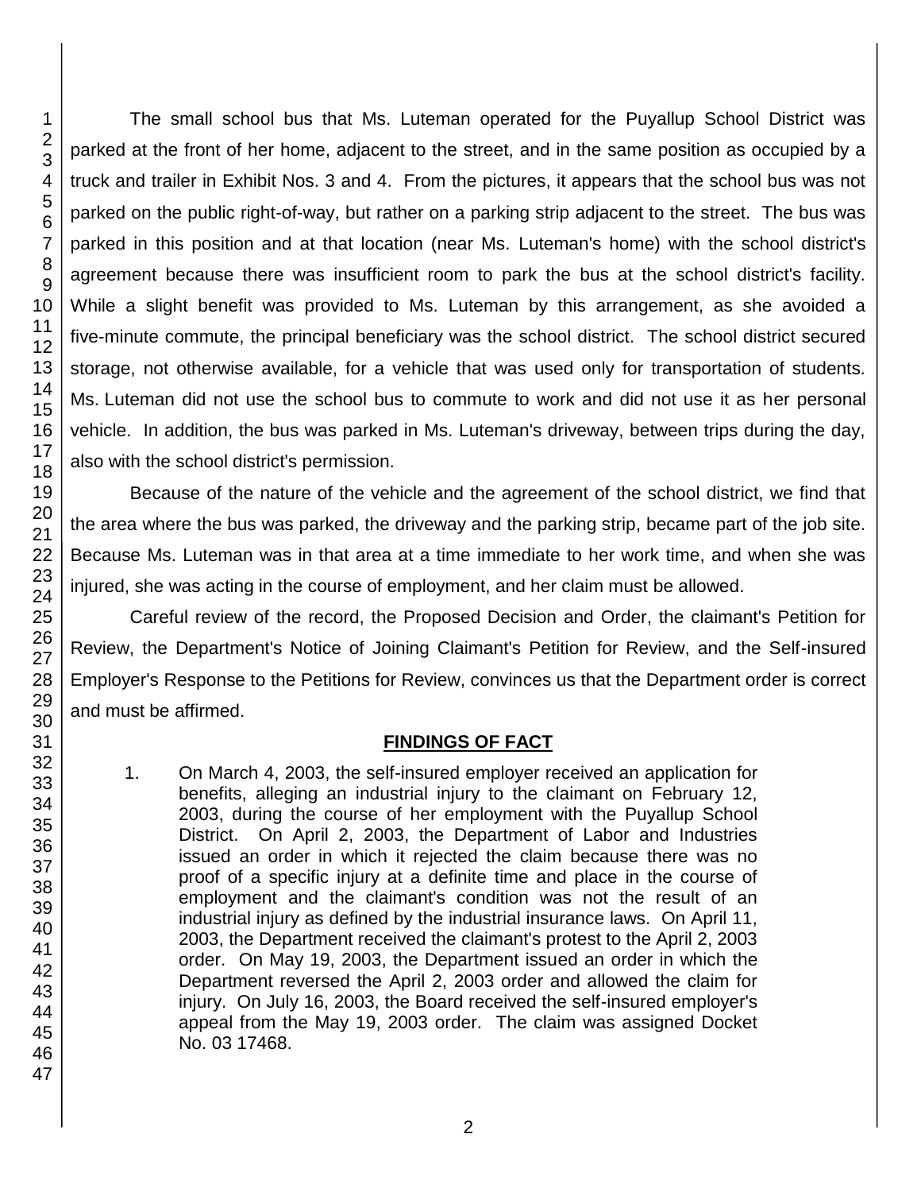The small school bus that Ms. Luteman operated for the Puyallup School District was parked at the front of her home, adjacent to the street, and in the same position as occupied by a truck and trailer in Exhibit Nos. 3 and 4. From the pictures, it appears that the school bus was not parked on the public right-of-way, but rather on a parking strip adjacent to the street. The bus was parked in this position and at that location (near Ms. Luteman's home) with the school district's agreement because there was insufficient room to park the bus at the school district's facility. While a slight benefit was provided to Ms. Luteman by this arrangement, as she avoided a five-minute commute, the principal beneficiary was the school district. The school district secured storage, not otherwise available, for a vehicle that was used only for transportation of students. Ms. Luteman did not use the school bus to commute to work and did not use it as her personal vehicle. In addition, the bus was parked in Ms. Luteman's driveway, between trips during the day, also with the school district's permission.

Because of the nature of the vehicle and the agreement of the school district, we find that the area where the bus was parked, the driveway and the parking strip, became part of the job site. Because Ms. Luteman was in that area at a time immediate to her work time, and when she was injured, she was acting in the course of employment, and her claim must be allowed.

Careful review of the record, the Proposed Decision and Order, the claimant's Petition for Review, the Department's Notice of Joining Claimant's Petition for Review, and the Self-insured Employer's Response to the Petitions for Review, convinces us that the Department order is correct and must be affirmed.

## FINDINGS OF FACT

1. On March 4, 2003, the self-insured employer received an application for benefits, alleging an industrial injury to the claimant on February 12, 2003, during the course of her employment with the Puyallup School District. On April 2, 2003, the Department of Labor and Industries issued an order in which it rejected the claim because there was no proof of a specific injury at a definite time and place in the course of employment and the claimant's condition was not the result of an industrial injury as defined by the industrial insurance laws. On April 11, 2003, the Department received the claimant's protest to the April 2, 2003 order. On May 19, 2003, the Department issued an order in which the Department reversed the April 2, 2003 order and allowed the claim for injury. On July 16, 2003, the Board received the self-insured employer's appeal from the May 19, 2003 order. The claim was assigned Docket No. 03 17468.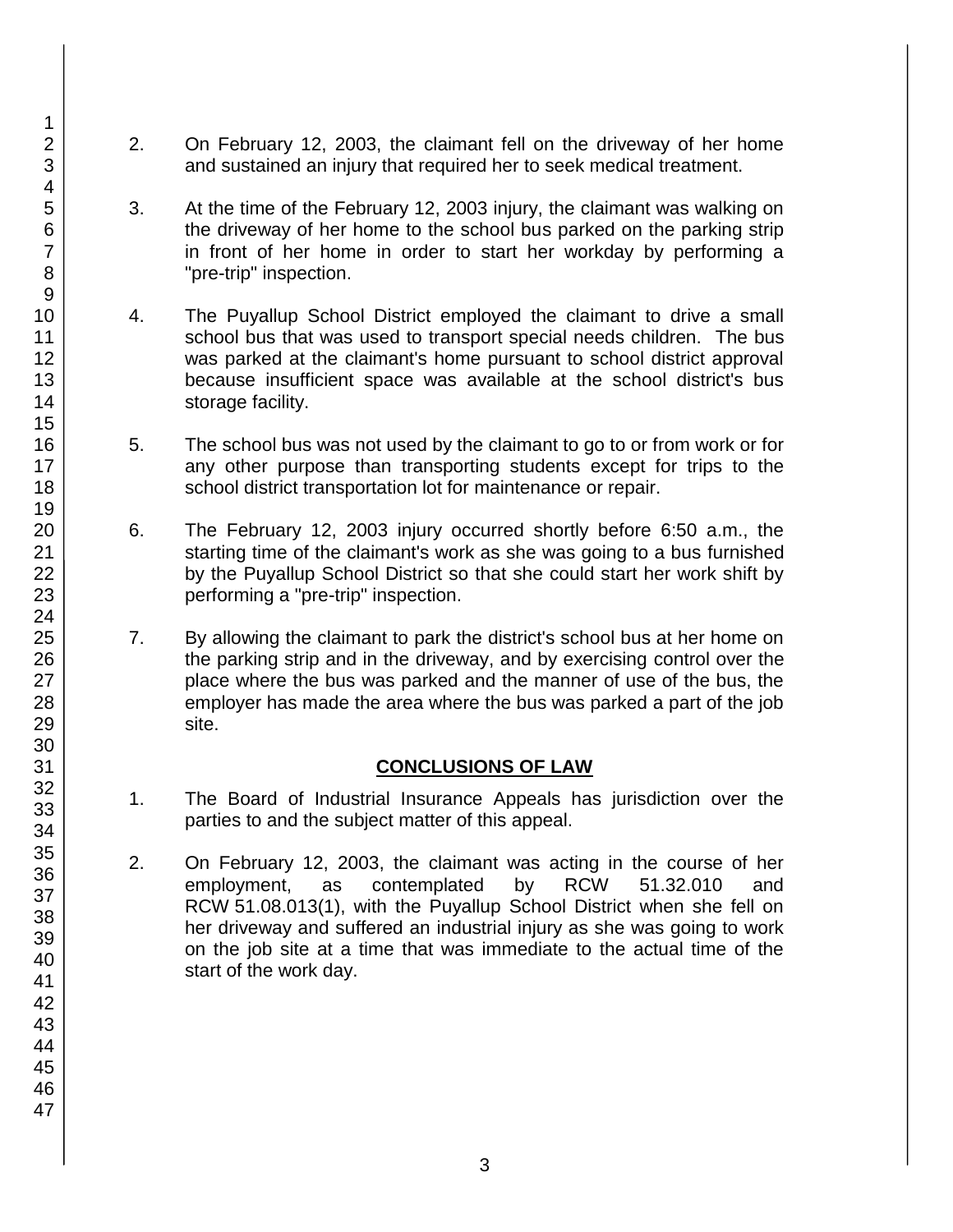2. On February 12, 2003, the claimant fell on the driveway of her home and sustained an injury that required her to seek medical treatment.

3. At the time of the February 12, 2003 injury, the claimant was walking on the driveway of her home to the school bus parked on the parking strip in front of her home in order to start her workday by performing a "pre-trip" inspection.

4. The Puyallup School District employed the claimant to drive a small school bus that was used to transport special needs children. The bus was parked at the claimant's home pursuant to school district approval because insufficient space was available at the school district's bus storage facility.

5. The school bus was not used by the claimant to go to or from work or for any other purpose than transporting students except for trips to the school district transportation lot for maintenance or repair.

6. The February 12, 2003 injury occurred shortly before 6:50 a.m., the starting time of the claimant's work as she was going to a bus furnished by the Puyallup School District so that she could start her work shift by performing a "pre-trip" inspection.

7. By allowing the claimant to park the district's school bus at her home on the parking strip and in the driveway, and by exercising control over the place where the bus was parked and the manner of use of the bus, the employer has made the area where the bus was parked a part of the job site.

## CONCLUSIONS OF LAW

1. The Board of Industrial Insurance Appeals has jurisdiction over the parties to and the subject matter of this appeal.

2. On February 12, 2003, the claimant was acting in the course of her employment, as contemplated by RCW 51.32.010 and RCW 51.08.013(1), with the Puyallup School District when she fell on her driveway and suffered an industrial injury as she was going to work on the job site at a time that was immediate to the actual time of the start of the work day.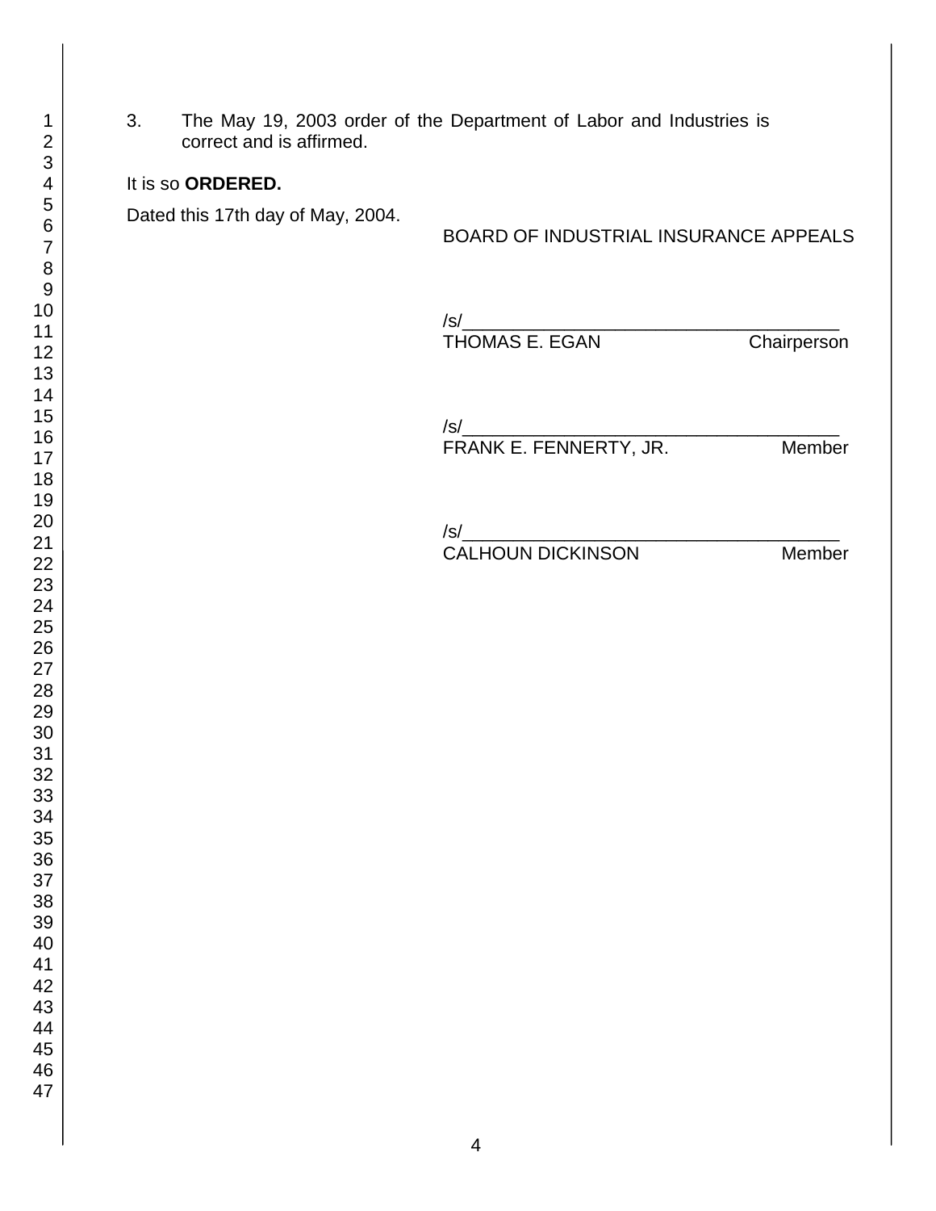3. The May 19, 2003 order of the Department of Labor and Industries is correct and is affirmed.

It is so **ORDERED.**

Dated this 17th day of May, 2004.

BOARD OF INDUSTRIAL INSURANCE APPEALS

/s/_____________________________________
THOMAS E. EGAN Chairperson

/s/_____________________________________
FRANK E. FENNERTY, JR. Member

/s/_____________________________________
CALHOUN DICKINSON Member